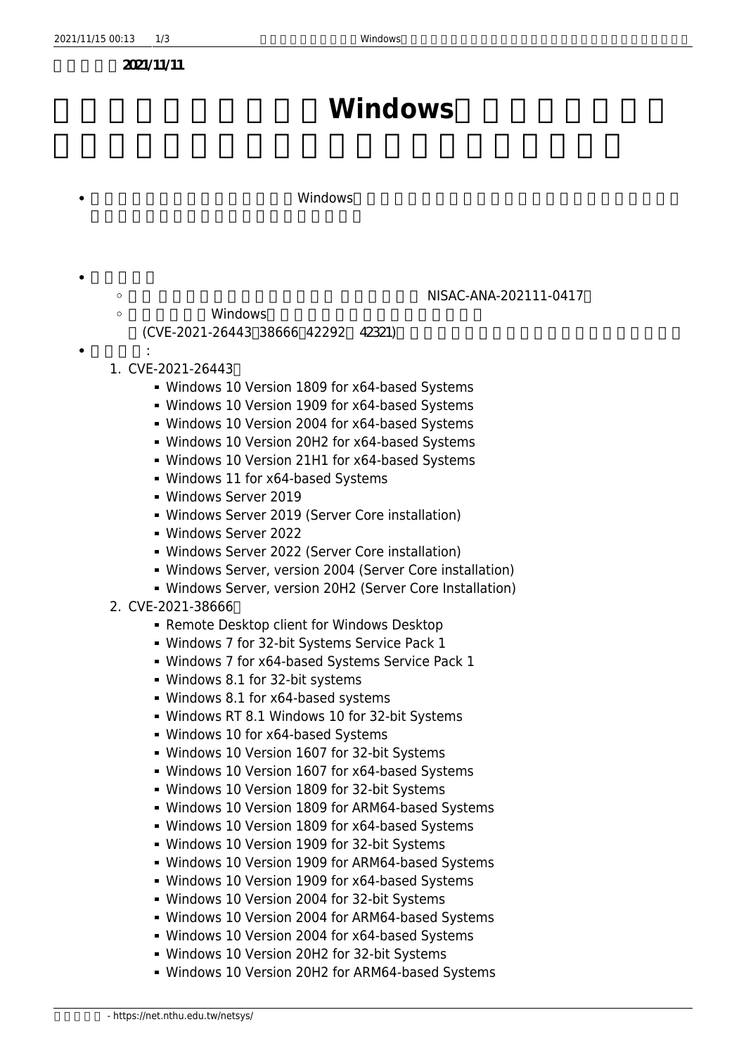**2021/11/11**

# Windows

- Windows

- 
  - NISAC-ANA-202111-0417
  - Windows (CVE-2021-26443 38666 42292 42321)
- :
  1. CVE-2021-26443
     - Windows 10 Version 1809 for x64-based Systems
     - Windows 10 Version 1909 for x64-based Systems
     - Windows 10 Version 2004 for x64-based Systems
     - Windows 10 Version 20H2 for x64-based Systems
     - Windows 10 Version 21H1 for x64-based Systems
     - Windows 11 for x64-based Systems
     - Windows Server 2019
     - Windows Server 2019 (Server Core installation)
     - Windows Server 2022
     - Windows Server 2022 (Server Core installation)
     - Windows Server, version 2004 (Server Core installation)
     - Windows Server, version 20H2 (Server Core Installation)
  2. CVE-2021-38666
     - Remote Desktop client for Windows Desktop
     - Windows 7 for 32-bit Systems Service Pack 1
     - Windows 7 for x64-based Systems Service Pack 1
     - Windows 8.1 for 32-bit systems
     - Windows 8.1 for x64-based systems
     - Windows RT 8.1 Windows 10 for 32-bit Systems
     - Windows 10 for x64-based Systems
     - Windows 10 Version 1607 for 32-bit Systems
     - Windows 10 Version 1607 for x64-based Systems
     - Windows 10 Version 1809 for 32-bit Systems
     - Windows 10 Version 1809 for ARM64-based Systems
     - Windows 10 Version 1809 for x64-based Systems
     - Windows 10 Version 1909 for 32-bit Systems
     - Windows 10 Version 1909 for ARM64-based Systems
     - Windows 10 Version 1909 for x64-based Systems
     - Windows 10 Version 2004 for 32-bit Systems
     - Windows 10 Version 2004 for ARM64-based Systems
     - Windows 10 Version 2004 for x64-based Systems
     - Windows 10 Version 20H2 for 32-bit Systems
     - Windows 10 Version 20H2 for ARM64-based Systems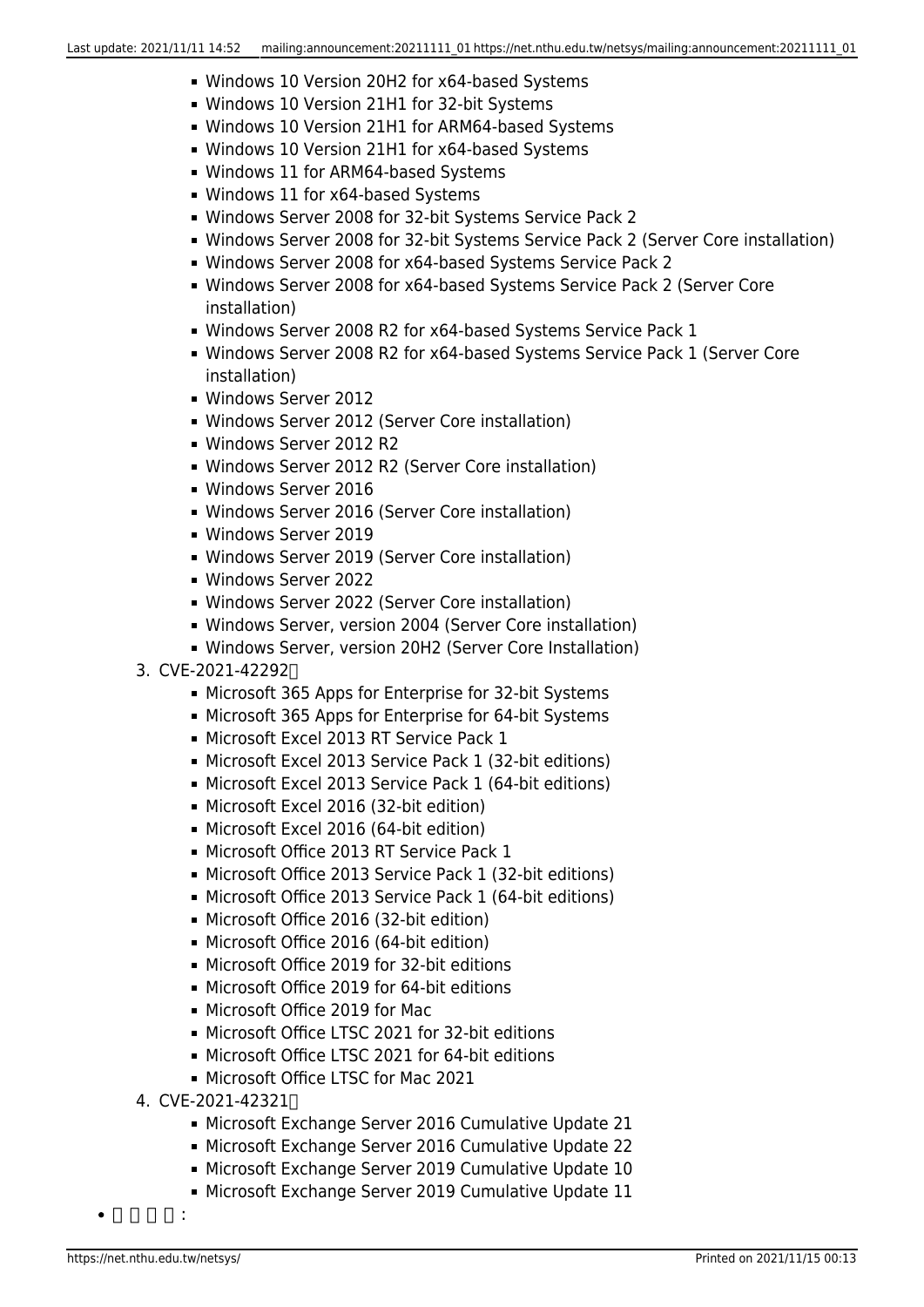- Windows 10 Version 20H2 for x64-based Systems
    - Windows 10 Version 21H1 for 32-bit Systems
    - Windows 10 Version 21H1 for ARM64-based Systems
    - Windows 10 Version 21H1 for x64-based Systems
    - Windows 11 for ARM64-based Systems
    - Windows 11 for x64-based Systems
    - Windows Server 2008 for 32-bit Systems Service Pack 2
    - Windows Server 2008 for 32-bit Systems Service Pack 2 (Server Core installation)
    - Windows Server 2008 for x64-based Systems Service Pack 2
    - Windows Server 2008 for x64-based Systems Service Pack 2 (Server Core installation)
    - Windows Server 2008 R2 for x64-based Systems Service Pack 1
    - Windows Server 2008 R2 for x64-based Systems Service Pack 1 (Server Core installation)
    - Windows Server 2012
    - Windows Server 2012 (Server Core installation)
    - Windows Server 2012 R2
    - Windows Server 2012 R2 (Server Core installation)
    - Windows Server 2016
    - Windows Server 2016 (Server Core installation)
    - Windows Server 2019
    - Windows Server 2019 (Server Core installation)
    - Windows Server 2022
    - Windows Server 2022 (Server Core installation)
    - Windows Server, version 2004 (Server Core installation)
    - Windows Server, version 20H2 (Server Core Installation)

3. CVE-2021-42292：
    - Microsoft 365 Apps for Enterprise for 32-bit Systems
    - Microsoft 365 Apps for Enterprise for 64-bit Systems
    - Microsoft Excel 2013 RT Service Pack 1
    - Microsoft Excel 2013 Service Pack 1 (32-bit editions)
    - Microsoft Excel 2013 Service Pack 1 (64-bit editions)
    - Microsoft Excel 2016 (32-bit edition)
    - Microsoft Excel 2016 (64-bit edition)
    - Microsoft Office 2013 RT Service Pack 1
    - Microsoft Office 2013 Service Pack 1 (32-bit editions)
    - Microsoft Office 2013 Service Pack 1 (64-bit editions)
    - Microsoft Office 2016 (32-bit edition)
    - Microsoft Office 2016 (64-bit edition)
    - Microsoft Office 2019 for 32-bit editions
    - Microsoft Office 2019 for 64-bit editions
    - Microsoft Office 2019 for Mac
    - Microsoft Office LTSC 2021 for 32-bit editions
    - Microsoft Office LTSC 2021 for 64-bit editions
    - Microsoft Office LTSC for Mac 2021
4. CVE-2021-42321：
    - Microsoft Exchange Server 2016 Cumulative Update 21
    - Microsoft Exchange Server 2016 Cumulative Update 22
    - Microsoft Exchange Server 2019 Cumulative Update 10
    - Microsoft Exchange Server 2019 Cumulative Update 11

- 解決辦法：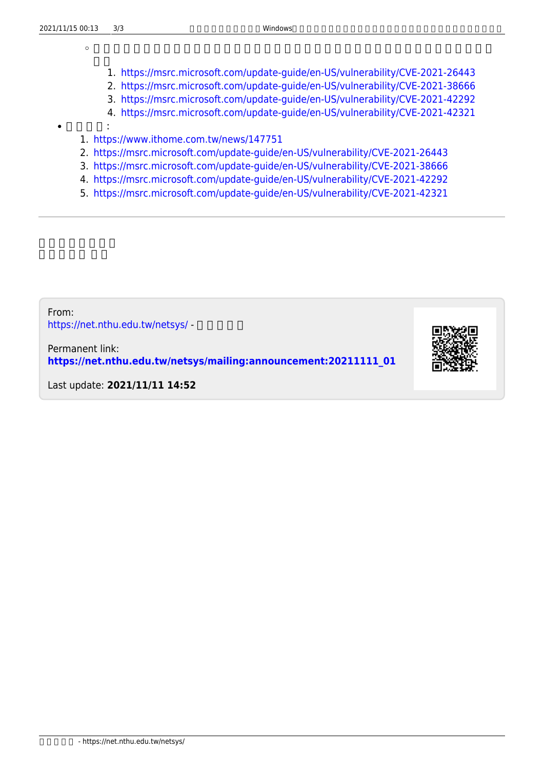1. https://msrc.microsoft.com/update-guide/en-US/vulnerability/CVE-2021-26443
  2. https://msrc.microsoft.com/update-guide/en-US/vulnerability/CVE-2021-38666
  3. https://msrc.microsoft.com/update-guide/en-US/vulnerability/CVE-2021-42292
  4. https://msrc.microsoft.com/update-guide/en-US/vulnerability/CVE-2021-42321

- :
  1. https://www.ithome.com.tw/news/147751
  2. https://msrc.microsoft.com/update-guide/en-US/vulnerability/CVE-2021-26443
  3. https://msrc.microsoft.com/update-guide/en-US/vulnerability/CVE-2021-38666
  4. https://msrc.microsoft.com/update-guide/en-US/vulnerability/CVE-2021-42292
  5. https://msrc.microsoft.com/update-guide/en-US/vulnerability/CVE-2021-42321

---

From:
https://net.nthu.edu.tw/netsys/ -

Permanent link:
**https://net.nthu.edu.tw/netsys/mailing:announcement:20211111_01**

Last update: **2021/11/11 14:52**